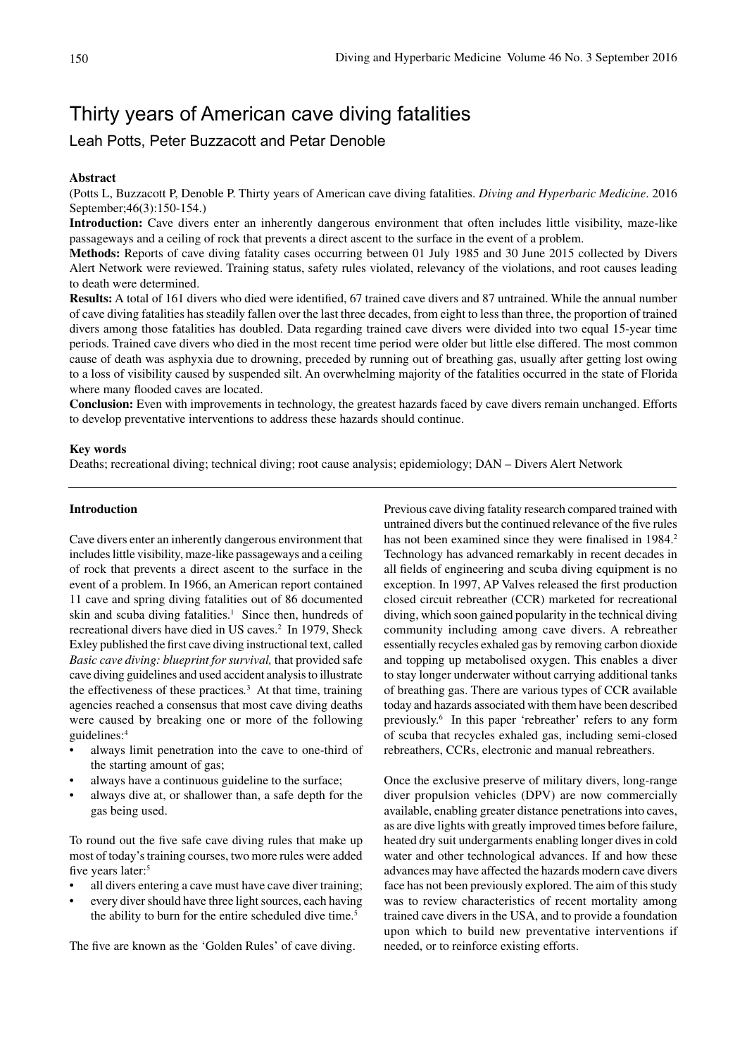# Thirty years of American cave diving fatalities

Leah Potts, Peter Buzzacott and Petar Denoble

## Abstract

(Potts L, Buzzacott P, Denoble P. Thirty years of American cave diving fatalities. *Diving and Hyperbaric Medicine*. 2016 September;46(3):150-154.)

**Introduction:** Cave divers enter an inherently dangerous environment that often includes little visibility, maze-like passageways and a ceiling of rock that prevents a direct ascent to the surface in the event of a problem.

**Methods:** Reports of cave diving fatality cases occurring between 01 July 1985 and 30 June 2015 collected by Divers Alert Network were reviewed. Training status, safety rules violated, relevancy of the violations, and root causes leading to death were determined.

**Results:** A total of 161 divers who died were identified, 67 trained cave divers and 87 untrained. While the annual number of cave diving fatalities has steadily fallen over the last three decades, from eight to less than three, the proportion of trained divers among those fatalities has doubled. Data regarding trained cave divers were divided into two equal 15-year time periods. Trained cave divers who died in the most recent time period were older but little else differed. The most common cause of death was asphyxia due to drowning, preceded by running out of breathing gas, usually after getting lost owing to a loss of visibility caused by suspended silt. An overwhelming majority of the fatalities occurred in the state of Florida where many flooded caves are located.

**Conclusion:** Even with improvements in technology, the greatest hazards faced by cave divers remain unchanged. Efforts to develop preventative interventions to address these hazards should continue.

## Key words

Deaths; recreational diving; technical diving; root cause analysis; epidemiology; DAN – Divers Alert Network

## Introduction

Cave divers enter an inherently dangerous environment that includes little visibility, maze-like passageways and a ceiling of rock that prevents a direct ascent to the surface in the event of a problem. In 1966, an American report contained 11 cave and spring diving fatalities out of 86 documented skin and scuba diving fatalities.[1] Since then, hundreds of recreational divers have died in US caves.[2] In 1979, Sheck Exley published the first cave diving instructional text, called *Basic cave diving: blueprint for survival,* that provided safe cave diving guidelines and used accident analysis to illustrate the effectiveness of these practices.[3] At that time, training agencies reached a consensus that most cave diving deaths were caused by breaking one or more of the following guidelines:[4]

- always limit penetration into the cave to one-third of the starting amount of gas;
- always have a continuous guideline to the surface;
- always dive at, or shallower than, a safe depth for the gas being used.

To round out the five safe cave diving rules that make up most of today's training courses, two more rules were added five years later:[5]

- all divers entering a cave must have cave diver training;
- every diver should have three light sources, each having the ability to burn for the entire scheduled dive time.[5]

The five are known as the 'Golden Rules' of cave diving.

Previous cave diving fatality research compared trained with untrained divers but the continued relevance of the five rules has not been examined since they were finalised in 1984.[2] Technology has advanced remarkably in recent decades in all fields of engineering and scuba diving equipment is no exception. In 1997, AP Valves released the first production closed circuit rebreather (CCR) marketed for recreational diving, which soon gained popularity in the technical diving community including among cave divers. A rebreather essentially recycles exhaled gas by removing carbon dioxide and topping up metabolised oxygen. This enables a diver to stay longer underwater without carrying additional tanks of breathing gas. There are various types of CCR available today and hazards associated with them have been described previously.[6] In this paper 'rebreather' refers to any form of scuba that recycles exhaled gas, including semi-closed rebreathers, CCRs, electronic and manual rebreathers.

Once the exclusive preserve of military divers, long-range diver propulsion vehicles (DPV) are now commercially available, enabling greater distance penetrations into caves, as are dive lights with greatly improved times before failure, heated dry suit undergarments enabling longer dives in cold water and other technological advances. If and how these advances may have affected the hazards modern cave divers face has not been previously explored. The aim of this study was to review characteristics of recent mortality among trained cave divers in the USA, and to provide a foundation upon which to build new preventative interventions if needed, or to reinforce existing efforts.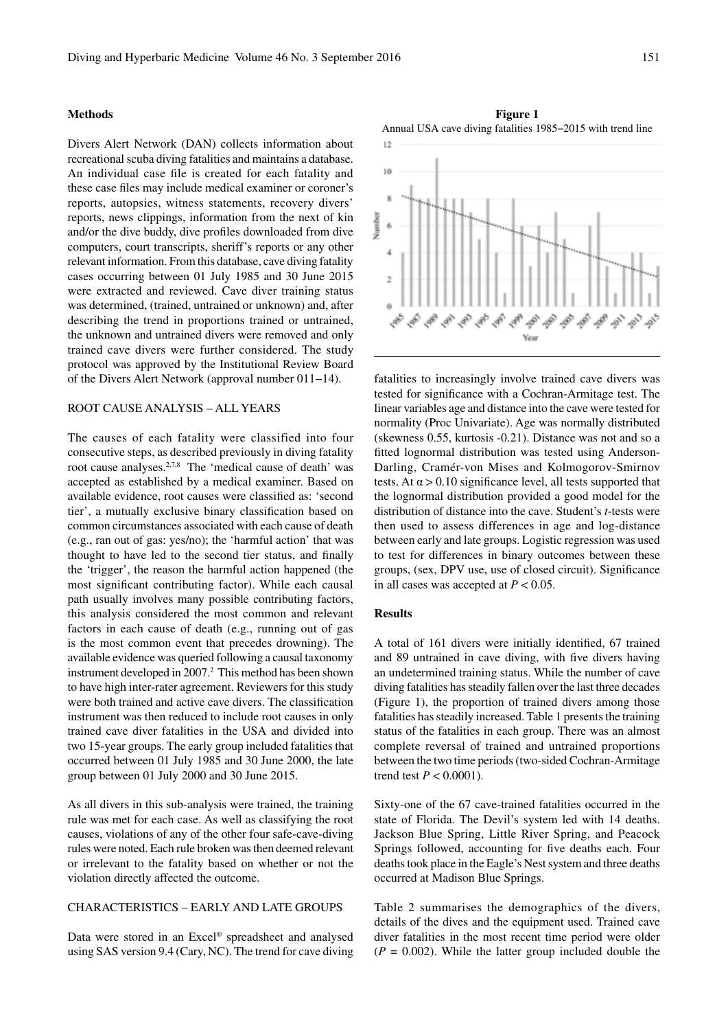## Methods

Divers Alert Network (DAN) collects information about recreational scuba diving fatalities and maintains a database. An individual case file is created for each fatality and these case files may include medical examiner or coroner's reports, autopsies, witness statements, recovery divers' reports, news clippings, information from the next of kin and/or the dive buddy, dive profiles downloaded from dive computers, court transcripts, sheriff's reports or any other relevant information. From this database, cave diving fatality cases occurring between 01 July 1985 and 30 June 2015 were extracted and reviewed. Cave diver training status was determined, (trained, untrained or unknown) and, after describing the trend in proportions trained or untrained, the unknown and untrained divers were removed and only trained cave divers were further considered. The study protocol was approved by the Institutional Review Board of the Divers Alert Network (approval number 011–14).

### ROOT CAUSE ANALYSIS – ALL YEARS

The causes of each fatality were classified into four consecutive steps, as described previously in diving fatality root cause analyses.[2,7,8] The 'medical cause of death' was accepted as established by a medical examiner. Based on available evidence, root causes were classified as: 'second tier', a mutually exclusive binary classification based on common circumstances associated with each cause of death (e.g., ran out of gas: yes/no); the 'harmful action' that was thought to have led to the second tier status, and finally the 'trigger', the reason the harmful action happened (the most significant contributing factor). While each causal path usually involves many possible contributing factors, this analysis considered the most common and relevant factors in each cause of death (e.g., running out of gas is the most common event that precedes drowning). The available evidence was queried following a causal taxonomy instrument developed in 2007.[2] This method has been shown to have high inter-rater agreement. Reviewers for this study were both trained and active cave divers. The classification instrument was then reduced to include root causes in only trained cave diver fatalities in the USA and divided into two 15-year groups. The early group included fatalities that occurred between 01 July 1985 and 30 June 2000, the late group between 01 July 2000 and 30 June 2015.

As all divers in this sub-analysis were trained, the training rule was met for each case. As well as classifying the root causes, violations of any of the other four safe-cave-diving rules were noted. Each rule broken was then deemed relevant or irrelevant to the fatality based on whether or not the violation directly affected the outcome.

### CHARACTERISTICS – EARLY AND LATE GROUPS

Data were stored in an Excel® spreadsheet and analysed using SAS version 9.4 (Cary, NC). The trend for cave diving fatalities to increasingly involve trained cave divers was tested for significance with a Cochran-Armitage test. The linear variables age and distance into the cave were tested for normality (Proc Univariate). Age was normally distributed (skewness 0.55, kurtosis -0.21). Distance was not and so a fitted lognormal distribution was tested using Anderson-Darling, Cramér-von Mises and Kolmogorov-Smirnov tests. At $\alpha > 0.10$ significance level, all tests supported that the lognormal distribution provided a good model for the distribution of distance into the cave. Student's *t*-tests were then used to assess differences in age and log-distance between early and late groups. Logistic regression was used to test for differences in binary outcomes between these groups, (sex, DPV use, use of closed circuit). Significance in all cases was accepted at $P < 0.05$.

**Figure 1**
Annual USA cave diving fatalities 1985–2015 with trend line

## Results

A total of 161 divers were initially identified, 67 trained and 89 untrained in cave diving, with five divers having an undetermined training status. While the number of cave diving fatalities has steadily fallen over the last three decades (Figure 1), the proportion of trained divers among those fatalities has steadily increased. Table 1 presents the training status of the fatalities in each group. There was an almost complete reversal of trained and untrained proportions between the two time periods (two-sided Cochran-Armitage trend test $P < 0.0001$).

Sixty-one of the 67 cave-trained fatalities occurred in the state of Florida. The Devil's system led with 14 deaths. Jackson Blue Spring, Little River Spring, and Peacock Springs followed, accounting for five deaths each. Four deaths took place in the Eagle's Nest system and three deaths occurred at Madison Blue Springs.

Table 2 summarises the demographics of the divers, details of the dives and the equipment used. Trained cave diver fatalities in the most recent time period were older ($P = 0.002$). While the latter group included double the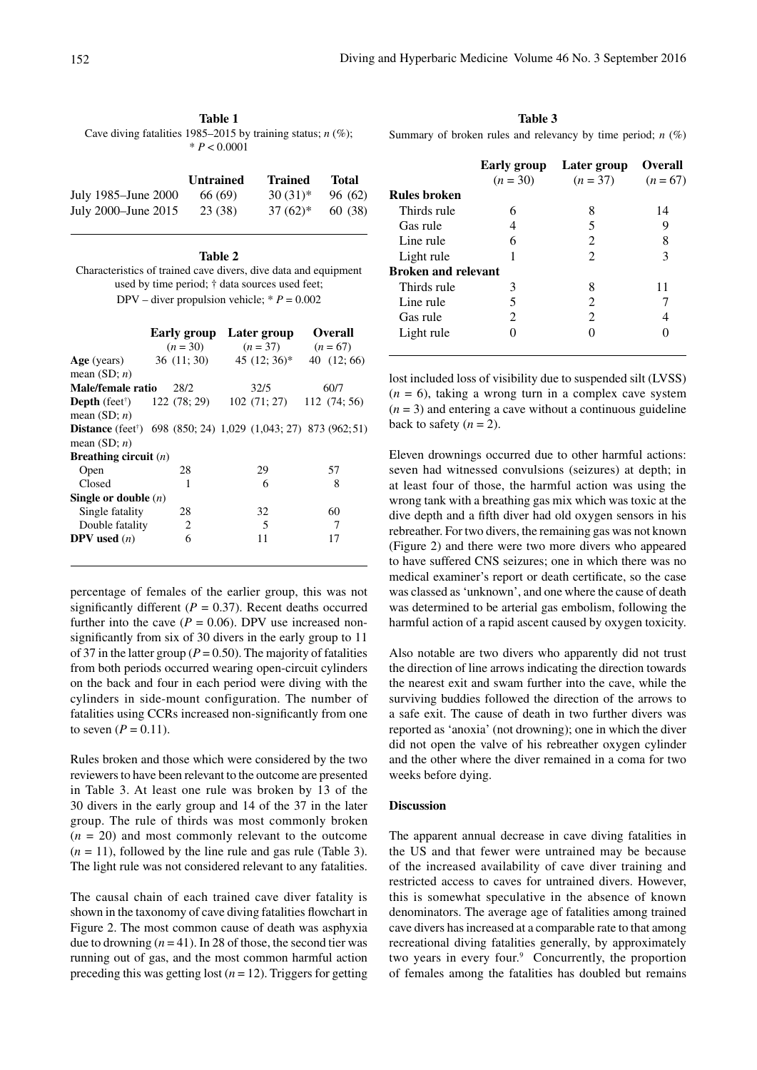**Table 1**
Cave diving fatalities 1985–2015 by training status; *n* (%); * $P < 0.0001$

| | Untrained | Trained | Total |
|---|---|---|---|
| July 1985–June 2000 | 66 (69) | 30 (31)* | 96 (62) |
| July 2000–June 2015 | 23 (38) | 37 (62)* | 60 (38) |

**Table 2**
Characteristics of trained cave divers, dive data and equipment used by time period; † data sources used feet; DPV – diver propulsion vehicle; * $P = 0.002$

| | Early group (*n* = 30) | Later group (*n* = 37) | Overall (*n* = 67) |
|---|---|---|---|
| **Age** (years) mean (SD; *n*) | 36 (11; 30) | 45 (12; 36)* | 40 (12; 66) |
| **Male/female ratio** | 28/2 | 32/5 | 60/7 |
| **Depth** (feet†) mean (SD; *n*) | 122 (78; 29) | 102 (71; 27) | 112 (74; 56) |
| **Distance** (feet†) mean (SD; *n*) | 698 (850; 24) | 1,029 (1,043; 27) | 873 (962; 51) |
| **Breathing circuit** (*n*) | | | |
| Open | 28 | 29 | 57 |
| Closed | 1 | 6 | 8 |
| **Single or double** (*n*) | | | |
| Single fatality | 28 | 32 | 60 |
| Double fatality | 2 | 5 | 7 |
| **DPV used** (*n*) | 6 | 11 | 17 |

percentage of females of the earlier group, this was not significantly different ($P = 0.37$). Recent deaths occurred further into the cave ($P = 0.06$). DPV use increased non-significantly from six of 30 divers in the early group to 11 of 37 in the latter group ($P = 0.50$). The majority of fatalities from both periods occurred wearing open-circuit cylinders on the back and four in each period were diving with the cylinders in side-mount configuration. The number of fatalities using CCRs increased non-significantly from one to seven ($P = 0.11$).

Rules broken and those which were considered by the two reviewers to have been relevant to the outcome are presented in Table 3. At least one rule was broken by 13 of the 30 divers in the early group and 14 of the 37 in the later group. The rule of thirds was most commonly broken ($n = 20$) and most commonly relevant to the outcome ($n = 11$), followed by the line rule and gas rule (Table 3). The light rule was not considered relevant to any fatalities.

The causal chain of each trained cave diver fatality is shown in the taxonomy of cave diving fatalities flowchart in Figure 2. The most common cause of death was asphyxia due to drowning ($n = 41$). In 28 of those, the second tier was running out of gas, and the most common harmful action preceding this was getting lost ($n = 12$). Triggers for getting

**Table 3**
Summary of broken rules and relevancy by time period; *n* (%)

| | Early group (*n* = 30) | Later group (*n* = 37) | Overall (*n* = 67) |
|---|---|---|---|
| **Rules broken** | | | |
| Thirds rule | 6 | 8 | 14 |
| Gas rule | 4 | 5 | 9 |
| Line rule | 6 | 2 | 8 |
| Light rule | 1 | 2 | 3 |
| **Broken and relevant** | | | |
| Thirds rule | 3 | 8 | 11 |
| Line rule | 5 | 2 | 7 |
| Gas rule | 2 | 2 | 4 |
| Light rule | 0 | 0 | 0 |

lost included loss of visibility due to suspended silt (LVSS) ($n = 6$), taking a wrong turn in a complex cave system ($n = 3$) and entering a cave without a continuous guideline back to safety ($n = 2$).

Eleven drownings occurred due to other harmful actions: seven had witnessed convulsions (seizures) at depth; in at least four of those, the harmful action was using the wrong tank with a breathing gas mix which was toxic at the dive depth and a fifth diver had old oxygen sensors in his rebreather. For two divers, the remaining gas was not known (Figure 2) and there were two more divers who appeared to have suffered CNS seizures; one in which there was no medical examiner's report or death certificate, so the case was classed as 'unknown', and one where the cause of death was determined to be arterial gas embolism, following the harmful action of a rapid ascent caused by oxygen toxicity.

Also notable are two divers who apparently did not trust the direction of line arrows indicating the direction towards the nearest exit and swam further into the cave, while the surviving buddies followed the direction of the arrows to a safe exit. The cause of death in two further divers was reported as 'anoxia' (not drowning); one in which the diver did not open the valve of his rebreather oxygen cylinder and the other where the diver remained in a coma for two weeks before dying.

## Discussion

The apparent annual decrease in cave diving fatalities in the US and that fewer were untrained may be because of the increased availability of cave diver training and restricted access to caves for untrained divers. However, this is somewhat speculative in the absence of known denominators. The average age of fatalities among trained cave divers has increased at a comparable rate to that among recreational diving fatalities generally, by approximately two years in every four.[9] Concurrently, the proportion of females among the fatalities has doubled but remains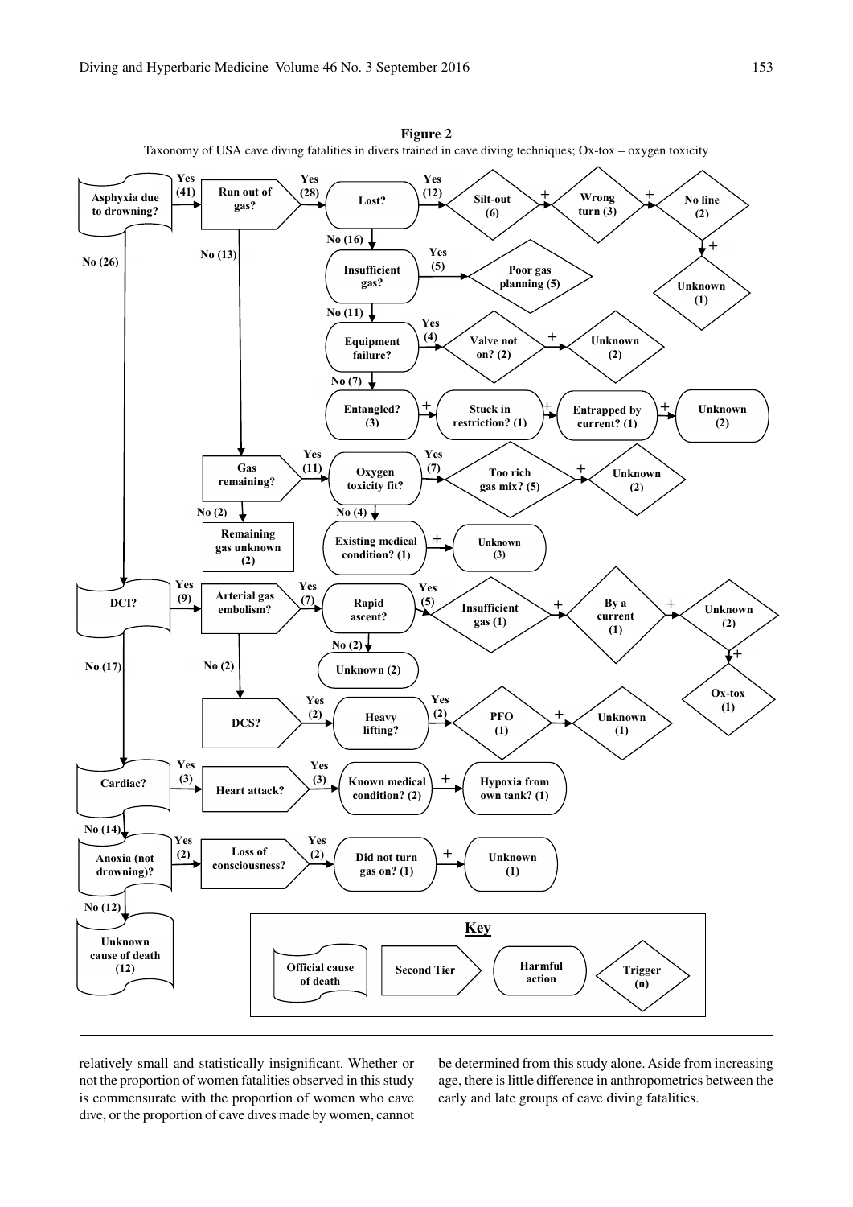**Figure 2**

Taxonomy of USA cave diving fatalities in divers trained in cave diving techniques; Ox-tox – oxygen toxicity

- **Asphyxia due to drowning?**
  - Yes (41) → **Run out of gas?**
    - Yes (28) → **Lost?**
      - Yes (12) → Silt-out (6) + Wrong turn (3) + No line (2) + Unknown (1)
      - No (16) → **Insufficient gas?**
        - Yes (5) → Poor gas planning (5)
        - No (11) → **Equipment failure?**
          - Yes (4) → Valve not on? (2) + Unknown (2)
          - No (7) → **Entangled? (3)** + Stuck in restriction? (1) + Entrapped by current? (1) + Unknown (2)
    - No (13) → **Gas remaining?**
      - Yes (11) → **Oxygen toxicity fit?**
        - Yes (7) → Too rich gas mix? (5) + Unknown (2)
        - No (4) → Existing medical condition? (1) + Unknown (3)
      - No (2) → Remaining gas unknown (2)
  - No (26) → **DCI?**
    - Yes (9) → **Arterial gas embolism?**
      - Yes (7) → **Rapid ascent?**
        - Yes (5) → Insufficient gas (1) + By a current (1) + Unknown (2) + Ox-tox (1)
        - No (2) → Unknown (2)
      - No (2) → **DCS?**
        - Yes (2) → **Heavy lifting?**
          - Yes (2) → PFO (1) + Unknown (1)
    - No (17) → **Cardiac?**
      - Yes (3) → **Heart attack?**
        - Yes (3) → Known medical condition? (2) + Hypoxia from own tank? (1)
      - No (14) → **Anoxia (not drowning)?**
        - Yes (2) → **Loss of consciousness?**
          - Yes (2) → Did not turn gas on? (1) + Unknown (1)
        - No (12) → **Unknown cause of death (12)**

**Key**: Official cause of death; Second Tier; Harmful action; Trigger (n)

relatively small and statistically insignificant. Whether or not the proportion of women fatalities observed in this study is commensurate with the proportion of women who cave dive, or the proportion of cave dives made by women, cannot be determined from this study alone. Aside from increasing age, there is little difference in anthropometrics between the early and late groups of cave diving fatalities.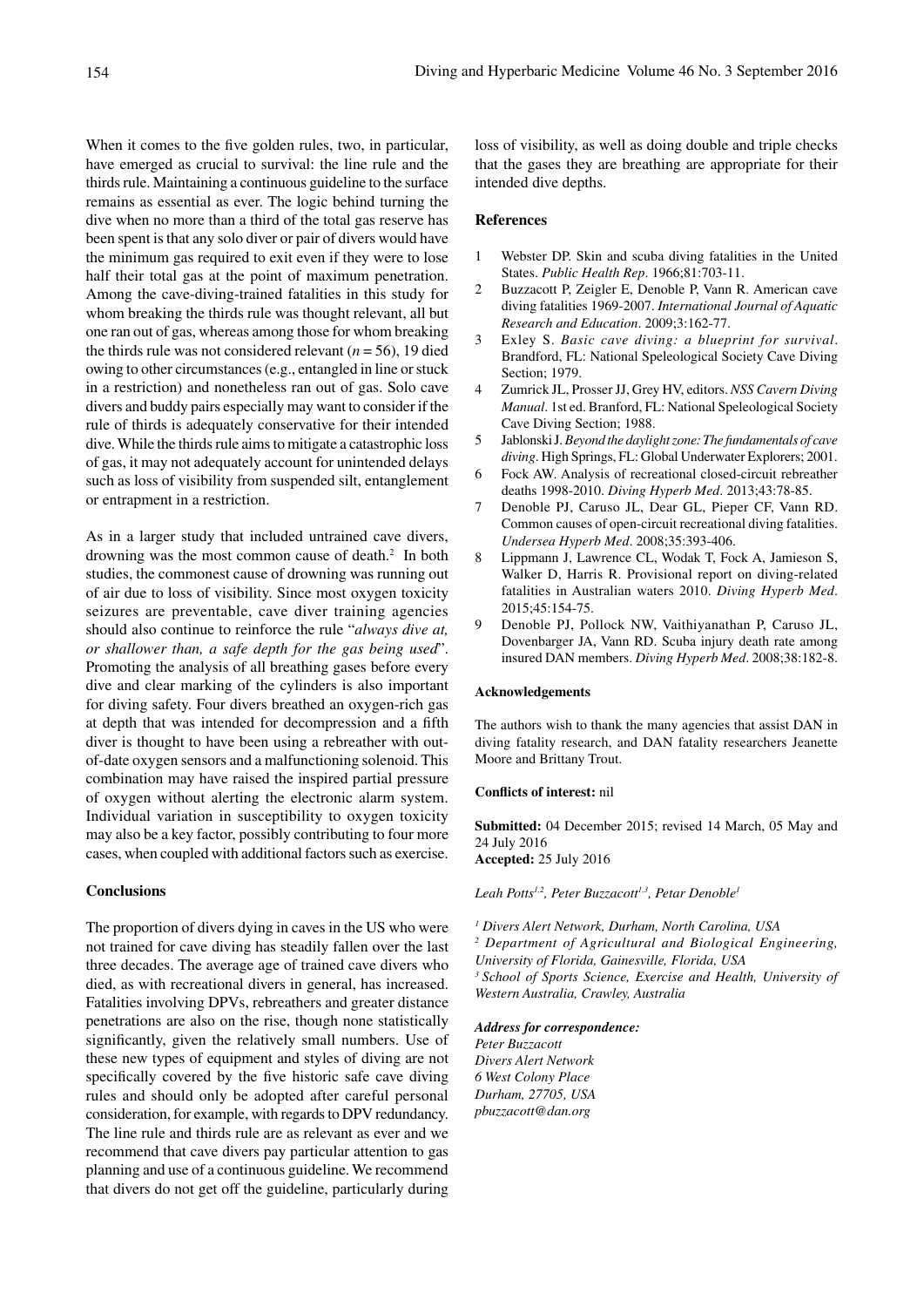When it comes to the five golden rules, two, in particular, have emerged as crucial to survival: the line rule and the thirds rule. Maintaining a continuous guideline to the surface remains as essential as ever. The logic behind turning the dive when no more than a third of the total gas reserve has been spent is that any solo diver or pair of divers would have the minimum gas required to exit even if they were to lose half their total gas at the point of maximum penetration. Among the cave-diving-trained fatalities in this study for whom breaking the thirds rule was thought relevant, all but one ran out of gas, whereas among those for whom breaking the thirds rule was not considered relevant ($n = 56$), 19 died owing to other circumstances (e.g., entangled in line or stuck in a restriction) and nonetheless ran out of gas. Solo cave divers and buddy pairs especially may want to consider if the rule of thirds is adequately conservative for their intended dive. While the thirds rule aims to mitigate a catastrophic loss of gas, it may not adequately account for unintended delays such as loss of visibility from suspended silt, entanglement or entrapment in a restriction.

As in a larger study that included untrained cave divers, drowning was the most common cause of death.[2] In both studies, the commonest cause of drowning was running out of air due to loss of visibility. Since most oxygen toxicity seizures are preventable, cave diver training agencies should also continue to reinforce the rule "*always dive at, or shallower than, a safe depth for the gas being used*". Promoting the analysis of all breathing gases before every dive and clear marking of the cylinders is also important for diving safety. Four divers breathed an oxygen-rich gas at depth that was intended for decompression and a fifth diver is thought to have been using a rebreather with out-of-date oxygen sensors and a malfunctioning solenoid. This combination may have raised the inspired partial pressure of oxygen without alerting the electronic alarm system. Individual variation in susceptibility to oxygen toxicity may also be a key factor, possibly contributing to four more cases, when coupled with additional factors such as exercise.

## Conclusions

The proportion of divers dying in caves in the US who were not trained for cave diving has steadily fallen over the last three decades. The average age of trained cave divers who died, as with recreational divers in general, has increased. Fatalities involving DPVs, rebreathers and greater distance penetrations are also on the rise, though none statistically significantly, given the relatively small numbers. Use of these new types of equipment and styles of diving are not specifically covered by the five historic safe cave diving rules and should only be adopted after careful personal consideration, for example, with regards to DPV redundancy. The line rule and thirds rule are as relevant as ever and we recommend that cave divers pay particular attention to gas planning and use of a continuous guideline. We recommend that divers do not get off the guideline, particularly during loss of visibility, as well as doing double and triple checks that the gases they are breathing are appropriate for their intended dive depths.

## References

1. Webster DP. Skin and scuba diving fatalities in the United States. *Public Health Rep*. 1966;81:703-11.
2. Buzzacott P, Zeigler E, Denoble P, Vann R. American cave diving fatalities 1969-2007. *International Journal of Aquatic Research and Education*. 2009;3:162-77.
3. Exley S. *Basic cave diving: a blueprint for survival*. Brandford, FL: National Speleological Society Cave Diving Section; 1979.
4. Zumrick JL, Prosser JJ, Grey HV, editors. *NSS Cavern Diving Manual*. 1st ed. Branford, FL: National Speleological Society Cave Diving Section; 1988.
5. Jablonski J. *Beyond the daylight zone: The fundamentals of cave diving*. High Springs, FL: Global Underwater Explorers; 2001.
6. Fock AW. Analysis of recreational closed-circuit rebreather deaths 1998-2010. *Diving Hyperb Med*. 2013;43:78-85.
7. Denoble PJ, Caruso JL, Dear GL, Pieper CF, Vann RD. Common causes of open-circuit recreational diving fatalities. *Undersea Hyperb Med*. 2008;35:393-406.
8. Lippmann J, Lawrence CL, Wodak T, Fock A, Jamieson S, Walker D, Harris R. Provisional report on diving-related fatalities in Australian waters 2010. *Diving Hyperb Med*. 2015;45:154-75.
9. Denoble PJ, Pollock NW, Vaithiyanathan P, Caruso JL, Dovenbarger JA, Vann RD. Scuba injury death rate among insured DAN members. *Diving Hyperb Med*. 2008;38:182-8.

#### Acknowledgements

The authors wish to thank the many agencies that assist DAN in diving fatality research, and DAN fatality researchers Jeanette Moore and Brittany Trout.

**Conflicts of interest:** nil

**Submitted:** 04 December 2015; revised 14 March, 05 May and 24 July 2016
**Accepted:** 25 July 2016

*Leah Potts[1,2], Peter Buzzacott[1,3], Petar Denoble[1]*

*[1] Divers Alert Network, Durham, North Carolina, USA*
*[2] Department of Agricultural and Biological Engineering, University of Florida, Gainesville, Florida, USA*
*[3] School of Sports Science, Exercise and Health, University of Western Australia, Crawley, Australia*

***Address for correspondence:***
*Peter Buzzacott*
*Divers Alert Network*
*6 West Colony Place*
*Durham, 27705, USA*
*pbuzzacott@dan.org*